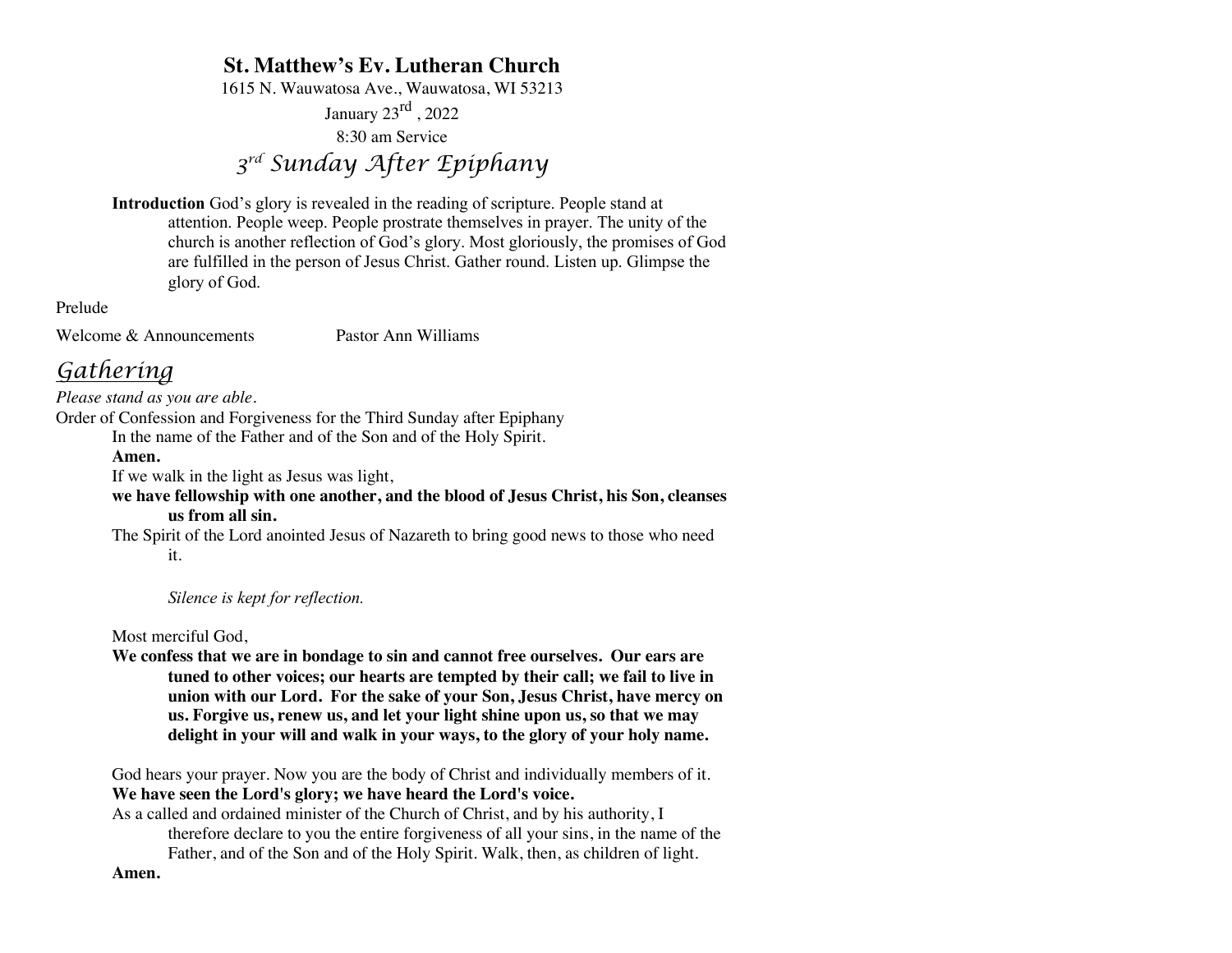# St. Matthew's Ev. Lutheran Church

1615 N. Wauwatosa Ave., Wauwatosa, WI 53213

January 23rd , 2022

8:30 am Service

## *3rd Sunday After Epiphany*

**Introduction** God's glory is revealed in the reading of scripture. People stand at attention. People weep. People prostrate themselves in prayer. The unity of the church is another reflection of God's glory. Most gloriously, the promises of God are fulfilled in the person of Jesus Christ. Gather round. Listen up. Glimpse the glory of God.

Prelude

Welcome & Announcements    Pastor Ann Williams

## *Gathering*

*Please stand as you are able.*

Order of Confession and Forgiveness for the Third Sunday after Epiphany

In the name of the Father and of the Son and of the Holy Spirit.

**Amen.**

If we walk in the light as Jesus was light,

**we have fellowship with one another, and the blood of Jesus Christ, his Son, cleanses us from all sin.**

The Spirit of the Lord anointed Jesus of Nazareth to bring good news to those who need it.

*Silence is kept for reflection.*

Most merciful God,

**We confess that we are in bondage to sin and cannot free ourselves. Our ears are tuned to other voices; our hearts are tempted by their call; we fail to live in union with our Lord. For the sake of your Son, Jesus Christ, have mercy on us. Forgive us, renew us, and let your light shine upon us, so that we may delight in your will and walk in your ways, to the glory of your holy name.**

God hears your prayer. Now you are the body of Christ and individually members of it.

**We have seen the Lord's glory; we have heard the Lord's voice.**

As a called and ordained minister of the Church of Christ, and by his authority, I therefore declare to you the entire forgiveness of all your sins, in the name of the Father, and of the Son and of the Holy Spirit. Walk, then, as children of light.

**Amen.**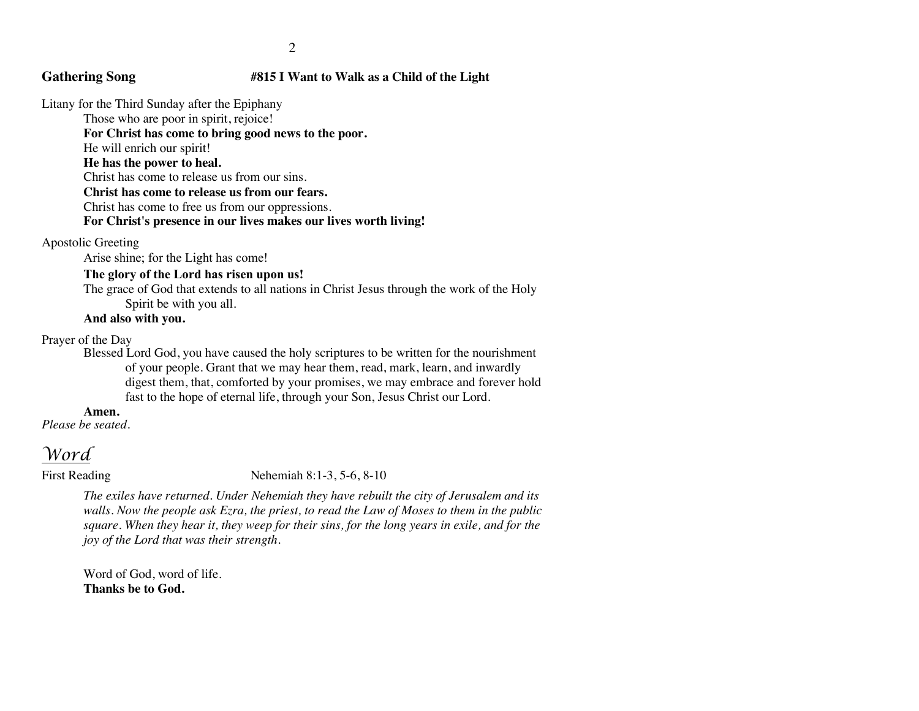**Gathering Song** **#815 I Want to Walk as a Child of the Light**

Litany for the Third Sunday after the Epiphany

Those who are poor in spirit, rejoice!
**For Christ has come to bring good news to the poor.**
He will enrich our spirit!
**He has the power to heal.**
Christ has come to release us from our sins.
**Christ has come to release us from our fears.**
Christ has come to free us from our oppressions.
**For Christ's presence in our lives makes our lives worth living!**

Apostolic Greeting

Arise shine; for the Light has come!
**The glory of the Lord has risen upon us!**
The grace of God that extends to all nations in Christ Jesus through the work of the Holy Spirit be with you all.
**And also with you.**

Prayer of the Day

Blessed Lord God, you have caused the holy scriptures to be written for the nourishment of your people. Grant that we may hear them, read, mark, learn, and inwardly digest them, that, comforted by your promises, we may embrace and forever hold fast to the hope of eternal life, through your Son, Jesus Christ our Lord.
**Amen.**

*Please be seated.*

# *Word*

First Reading Nehemiah 8:1-3, 5-6, 8-10

*The exiles have returned. Under Nehemiah they have rebuilt the city of Jerusalem and its walls. Now the people ask Ezra, the priest, to read the Law of Moses to them in the public square. When they hear it, they weep for their sins, for the long years in exile, and for the joy of the Lord that was their strength.*

Word of God, word of life.
**Thanks be to God.**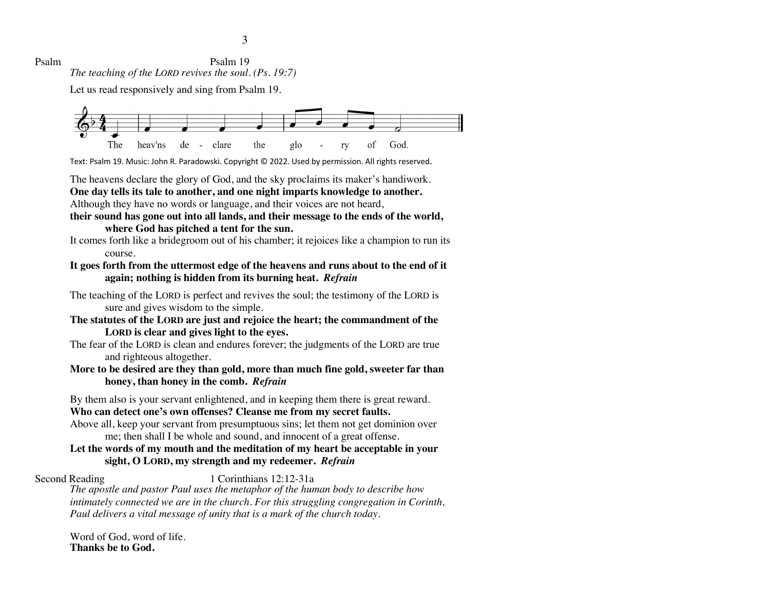Psalm — Psalm 19

*The teaching of the LORD revives the soul. (Ps. 19:7)*

Let us read responsively and sing from Psalm 19.

The heav'ns de - clare the glo - ry of God.

Text: Psalm 19. Music: John R. Paradowski. Copyright © 2022. Used by permission. All rights reserved.

The heavens declare the glory of God, and the sky proclaims its maker's handiwork.
**One day tells its tale to another, and one night imparts knowledge to another.**
Although they have no words or language, and their voices are not heard,
**their sound has gone out into all lands, and their message to the ends of the world, where God has pitched a tent for the sun.**
It comes forth like a bridegroom out of his chamber; it rejoices like a champion to run its course.
**It goes forth from the uttermost edge of the heavens and runs about to the end of it again; nothing is hidden from its burning heat.** ***Refrain***

The teaching of the LORD is perfect and revives the soul; the testimony of the LORD is sure and gives wisdom to the simple.
**The statutes of the LORD are just and rejoice the heart; the commandment of the LORD is clear and gives light to the eyes.**
The fear of the LORD is clean and endures forever; the judgments of the LORD are true and righteous altogether.
**More to be desired are they than gold, more than much fine gold, sweeter far than honey, than honey in the comb.** ***Refrain***

By them also is your servant enlightened, and in keeping them there is great reward.
**Who can detect one's own offenses? Cleanse me from my secret faults.**
Above all, keep your servant from presumptuous sins; let them not get dominion over me; then shall I be whole and sound, and innocent of a great offense.
**Let the words of my mouth and the meditation of my heart be acceptable in your sight, O LORD, my strength and my redeemer.** ***Refrain***

Second Reading — 1 Corinthians 12:12-31a

*The apostle and pastor Paul uses the metaphor of the human body to describe how intimately connected we are in the church. For this struggling congregation in Corinth, Paul delivers a vital message of unity that is a mark of the church today.*

Word of God, word of life.
**Thanks be to God.**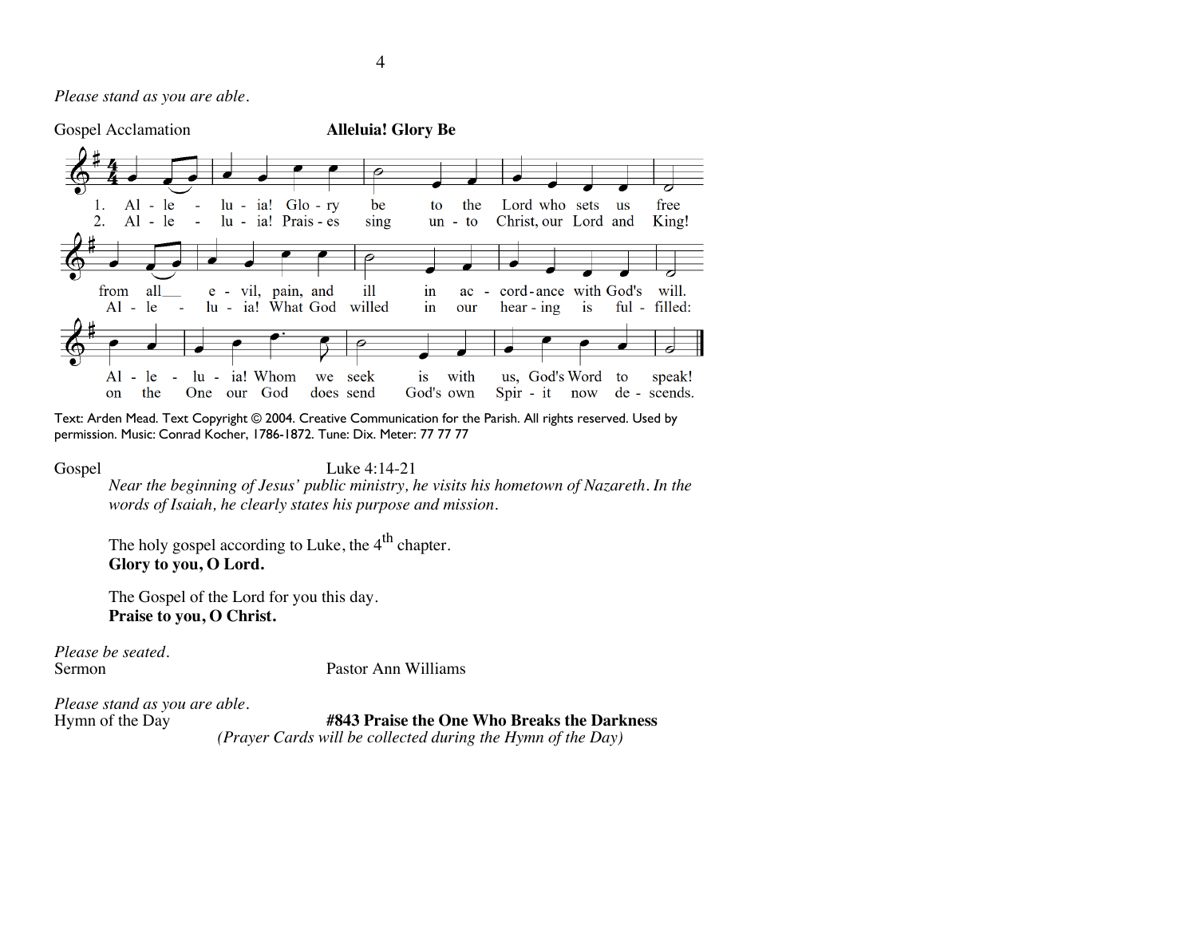*Please stand as you are able.*

Gospel Acclamation **Alleluia! Glory Be**

1. Al - le - lu - ia! Glo - ry be to the Lord who sets us free
from all e - vil, pain, and ill in ac - cord - ance with God's will.
Al - le - lu - ia! Whom we seek is with us, God's Word to speak!

2. Al - le - lu - ia! Prais - es sing un - to Christ, our Lord and King!
Al - le - lu - ia! What God willed in our hear - ing is ful - filled:
on the One our God does send God's own Spir - it now de - scends.

Text: Arden Mead. Text Copyright © 2004. Creative Communication for the Parish. All rights reserved. Used by permission. Music: Conrad Kocher, 1786-1872. Tune: Dix. Meter: 77 77 77

Gospel Luke 4:14-21

*Near the beginning of Jesus' public ministry, he visits his hometown of Nazareth. In the words of Isaiah, he clearly states his purpose and mission.*

The holy gospel according to Luke, the 4th chapter.
**Glory to you, O Lord.**

The Gospel of the Lord for you this day.
**Praise to you, O Christ.**

*Please be seated.*
Sermon Pastor Ann Williams

*Please stand as you are able.*
Hymn of the Day **#843 Praise the One Who Breaks the Darkness**
*(Prayer Cards will be collected during the Hymn of the Day)*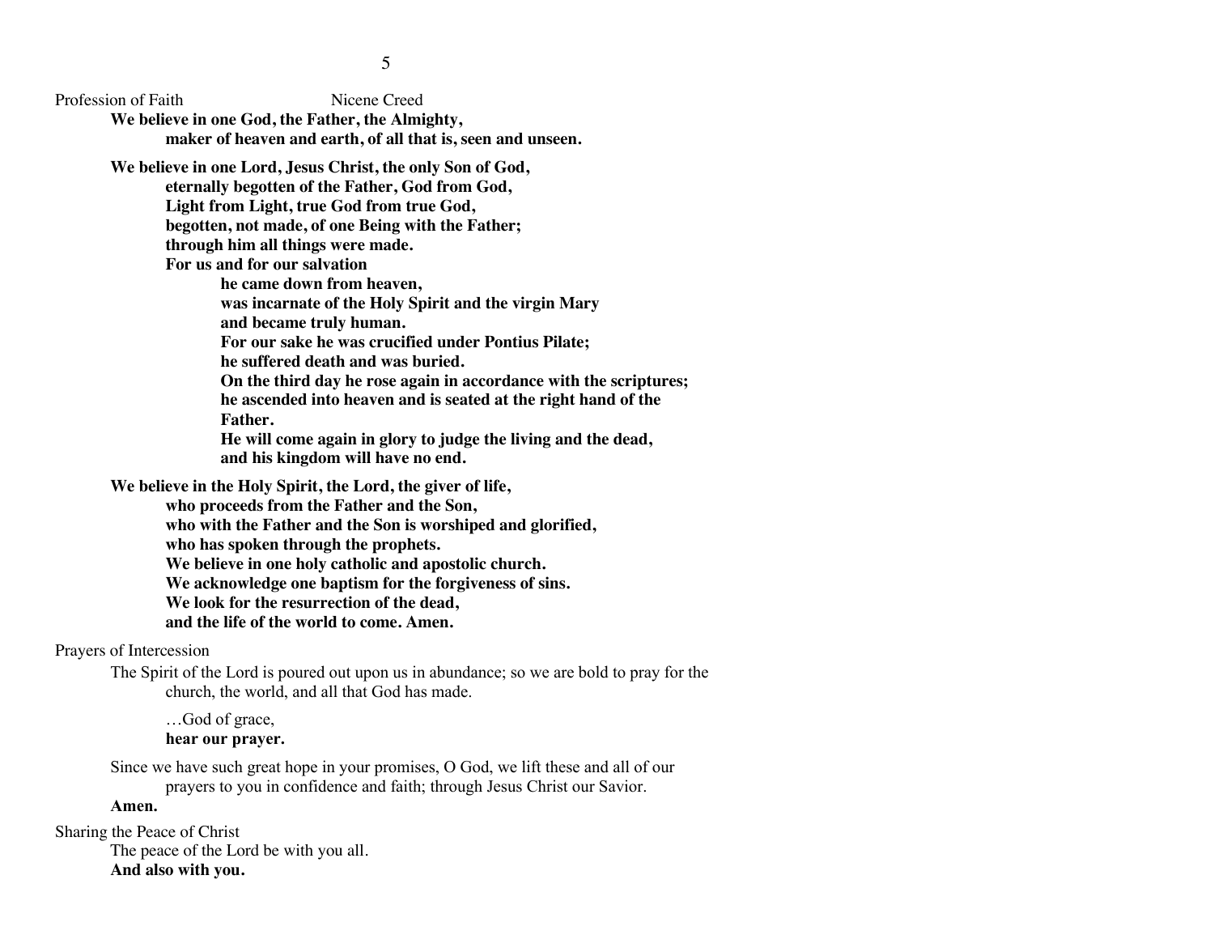Profession of Faith		Nicene Creed

**We believe in one God, the Father, the Almighty,**
**maker of heaven and earth, of all that is, seen and unseen.**

**We believe in one Lord, Jesus Christ, the only Son of God,**
**eternally begotten of the Father, God from God,**
**Light from Light, true God from true God,**
**begotten, not made, of one Being with the Father;**
**through him all things were made.**
**For us and for our salvation**
**he came down from heaven,**
**was incarnate of the Holy Spirit and the virgin Mary**
**and became truly human.**
**For our sake he was crucified under Pontius Pilate;**
**he suffered death and was buried.**
**On the third day he rose again in accordance with the scriptures;**
**he ascended into heaven and is seated at the right hand of the Father.**
**He will come again in glory to judge the living and the dead,**
**and his kingdom will have no end.**

**We believe in the Holy Spirit, the Lord, the giver of life,**
**who proceeds from the Father and the Son,**
**who with the Father and the Son is worshiped and glorified,**
**who has spoken through the prophets.**
**We believe in one holy catholic and apostolic church.**
**We acknowledge one baptism for the forgiveness of sins.**
**We look for the resurrection of the dead,**
**and the life of the world to come. Amen.**

Prayers of Intercession

The Spirit of the Lord is poured out upon us in abundance; so we are bold to pray for the church, the world, and all that God has made.

…God of grace,
**hear our prayer.**

Since we have such great hope in your promises, O God, we lift these and all of our prayers to you in confidence and faith; through Jesus Christ our Savior.
**Amen.**

Sharing the Peace of Christ

The peace of the Lord be with you all.
**And also with you.**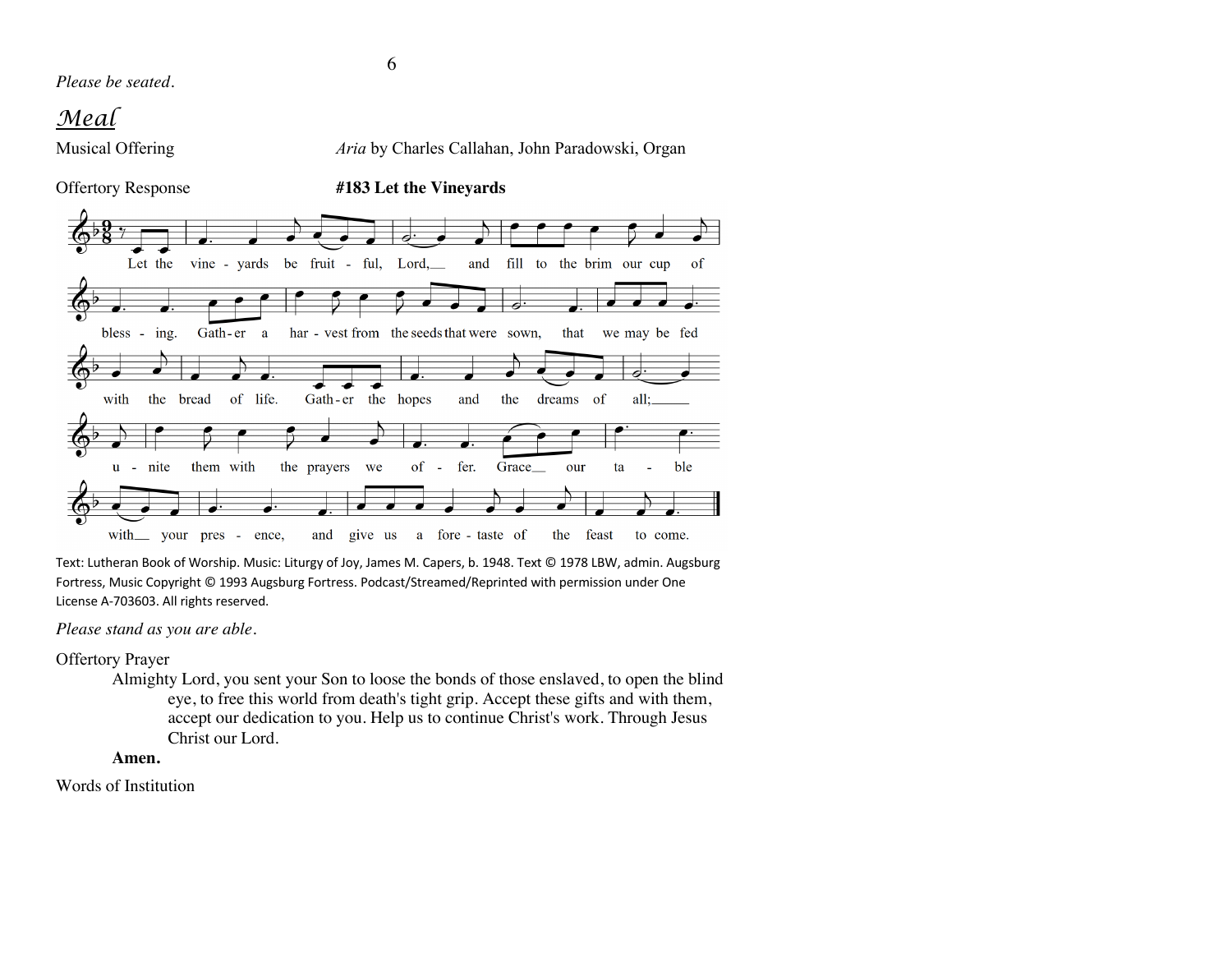*Please be seated.*

## *Meal*

Musical Offering *Aria* by Charles Callahan, John Paradowski, Organ

Offertory Response **#183 Let the Vineyards**

Let the vineyards be fruitful, Lord, and fill to the brim our cup of blessing. Gather a harvest from the seeds that were sown, that we may be fed with the bread of life. Gather the hopes and the dreams of all; unite them with the prayers we offer. Grace our table with your presence, and give us a foretaste of the feast to come.

Text: Lutheran Book of Worship. Music: Liturgy of Joy, James M. Capers, b. 1948. Text © 1978 LBW, admin. Augsburg Fortress, Music Copyright © 1993 Augsburg Fortress. Podcast/Streamed/Reprinted with permission under One License A-703603. All rights reserved.

*Please stand as you are able.*

Offertory Prayer

Almighty Lord, you sent your Son to loose the bonds of those enslaved, to open the blind eye, to free this world from death's tight grip. Accept these gifts and with them, accept our dedication to you. Help us to continue Christ's work. Through Jesus Christ our Lord.

**Amen.**

Words of Institution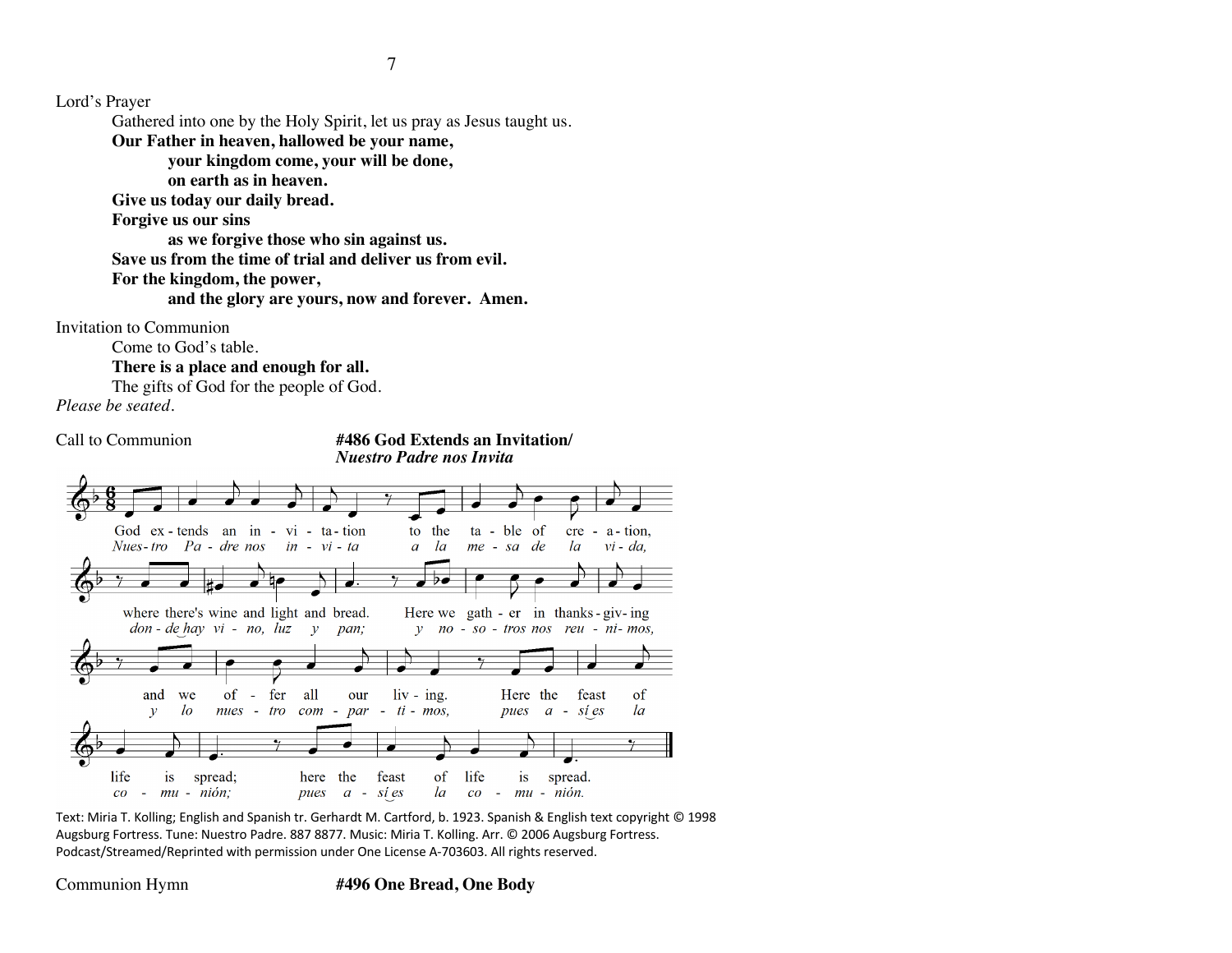Lord's Prayer

Gathered into one by the Holy Spirit, let us pray as Jesus taught us.

**Our Father in heaven, hallowed be your name,**
**your kingdom come, your will be done,**
**on earth as in heaven.**
**Give us today our daily bread.**
**Forgive us our sins**
**as we forgive those who sin against us.**
**Save us from the time of trial and deliver us from evil.**
**For the kingdom, the power,**
**and the glory are yours, now and forever. Amen.**

Invitation to Communion

Come to God's table.
**There is a place and enough for all.**
The gifts of God for the people of God.

*Please be seated.*

Call to Communion **#486 God Extends an Invitation/ *Nuestro Padre nos Invita***

God extends an invitation to the table of creation, where there's wine and light and bread. Here we gather in thanksgiving and we offer all our living. Here the feast of life is spread; here the feast of life is spread.

*Nuestro Padre nos invita a la mesa de la vida, donde hay vino, luz y pan; y nosotros nos reunimos, y lo nuestro compartimos, pues así es la comunión; pues así es la comunión.*

Text: Miria T. Kolling; English and Spanish tr. Gerhardt M. Cartford, b. 1923. Spanish & English text copyright © 1998 Augsburg Fortress. Tune: Nuestro Padre. 887 8877. Music: Miria T. Kolling. Arr. © 2006 Augsburg Fortress. Podcast/Streamed/Reprinted with permission under One License A-703603. All rights reserved.

Communion Hymn **#496 One Bread, One Body**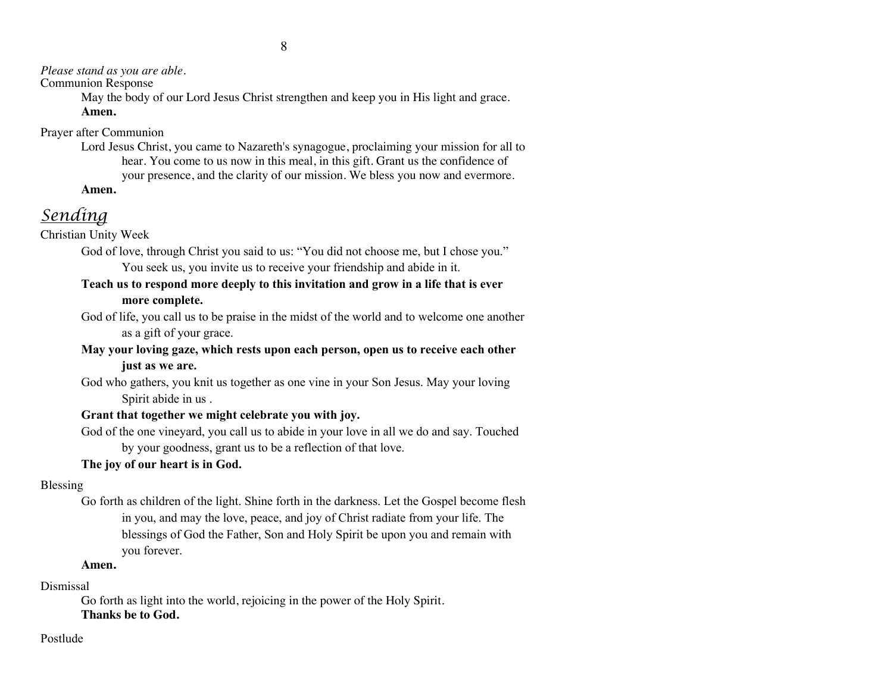*Please stand as you are able.*

Communion Response

May the body of our Lord Jesus Christ strengthen and keep you in His light and grace.
**Amen.**

Prayer after Communion

Lord Jesus Christ, you came to Nazareth's synagogue, proclaiming your mission for all to hear. You come to us now in this meal, in this gift. Grant us the confidence of your presence, and the clarity of our mission. We bless you now and evermore.
**Amen.**

## *Sending*

Christian Unity Week

God of love, through Christ you said to us: "You did not choose me, but I chose you." You seek us, you invite us to receive your friendship and abide in it.
**Teach us to respond more deeply to this invitation and grow in a life that is ever more complete.**

God of life, you call us to be praise in the midst of the world and to welcome one another as a gift of your grace.
**May your loving gaze, which rests upon each person, open us to receive each other just as we are.**

God who gathers, you knit us together as one vine in your Son Jesus. May your loving Spirit abide in us .
**Grant that together we might celebrate you with joy.**

God of the one vineyard, you call us to abide in your love in all we do and say. Touched by your goodness, grant us to be a reflection of that love.
**The joy of our heart is in God.**

Blessing

Go forth as children of the light. Shine forth in the darkness. Let the Gospel become flesh in you, and may the love, peace, and joy of Christ radiate from your life. The blessings of God the Father, Son and Holy Spirit be upon you and remain with you forever.
**Amen.**

Dismissal

Go forth as light into the world, rejoicing in the power of the Holy Spirit.
**Thanks be to God.**

Postlude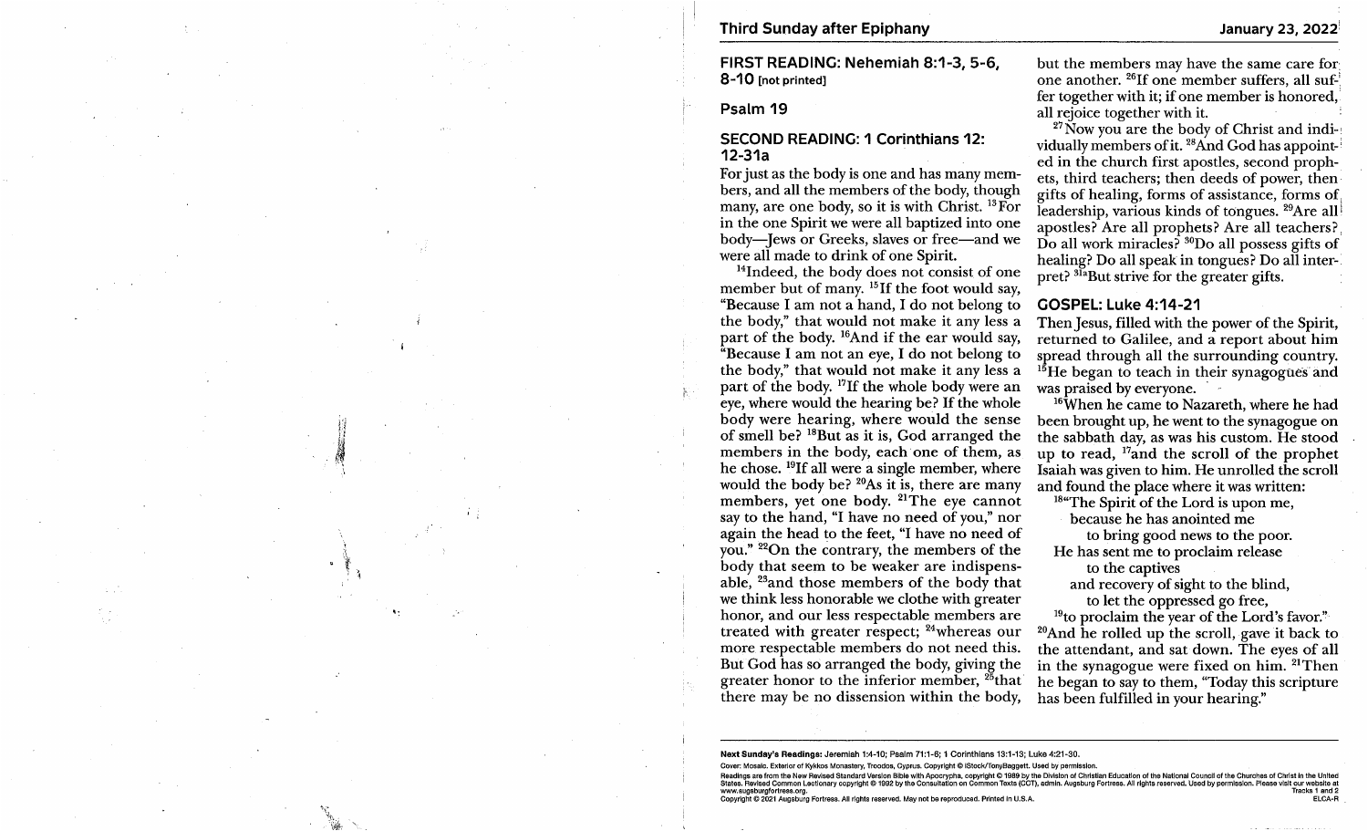**Third Sunday after Epiphany** **January 23, 2022**

## FIRST READING: Nehemiah 8:1-3, 5-6, 8-10 [not printed]

## Psalm 19

## SECOND READING: 1 Corinthians 12:12-31a

For just as the body is one and has many members, and all the members of the body, though many, are one body, so it is with Christ. [13]For in the one Spirit we were all baptized into one body—Jews or Greeks, slaves or free—and we were all made to drink of one Spirit.

[14]Indeed, the body does not consist of one member but of many. [15]If the foot would say, "Because I am not a hand, I do not belong to the body," that would not make it any less a part of the body. [16]And if the ear would say, "Because I am not an eye, I do not belong to the body," that would not make it any less a part of the body. [17]If the whole body were an eye, where would the hearing be? If the whole body were hearing, where would the sense of smell be? [18]But as it is, God arranged the members in the body, each one of them, as he chose. [19]If all were a single member, where would the body be? [20]As it is, there are many members, yet one body. [21]The eye cannot say to the hand, "I have no need of you," nor again the head to the feet, "I have no need of you." [22]On the contrary, the members of the body that seem to be weaker are indispensable, [23]and those members of the body that we think less honorable we clothe with greater honor, and our less respectable members are treated with greater respect; [24]whereas our more respectable members do not need this. But God has so arranged the body, giving the greater honor to the inferior member, [25]that there may be no dissension within the body, but the members may have the same care for one another. [26]If one member suffers, all suffer together with it; if one member is honored, all rejoice together with it.

[27]Now you are the body of Christ and individually members of it. [28]And God has appointed in the church first apostles, second prophets, third teachers; then deeds of power, then gifts of healing, forms of assistance, forms of leadership, various kinds of tongues. [29]Are all apostles? Are all prophets? Are all teachers? Do all work miracles? [30]Do all possess gifts of healing? Do all speak in tongues? Do all interpret? [31a]But strive for the greater gifts.

## GOSPEL: Luke 4:14-21

Then Jesus, filled with the power of the Spirit, returned to Galilee, and a report about him spread through all the surrounding country. [15]He began to teach in their synagogues and was praised by everyone.

[16]When he came to Nazareth, where he had been brought up, he went to the synagogue on the sabbath day, as was his custom. He stood up to read, [17]and the scroll of the prophet Isaiah was given to him. He unrolled the scroll and found the place where it was written:

[18]"The Spirit of the Lord is upon me,
because he has anointed me
to bring good news to the poor.
He has sent me to proclaim release
to the captives
and recovery of sight to the blind,
to let the oppressed go free,
[19]to proclaim the year of the Lord's favor."

[20]And he rolled up the scroll, gave it back to the attendant, and sat down. The eyes of all in the synagogue were fixed on him. [21]Then he began to say to them, "Today this scripture has been fulfilled in your hearing."

---

**Next Sunday's Readings:** Jeremiah 1:4-10; Psalm 71:1-6; 1 Corinthians 13:1-13; Luke 4:21-30.

Cover: Mosaic. Exterior of Kykkos Monastery, Troodos, Cyprus. Copyright © iStock/TonyBaggett. Used by permission.

Readings are from the New Revised Standard Version Bible with Apocrypha, copyright © 1989 by the Division of Christian Education of the National Council of the Churches of Christ in the United States. Revised Common Lectionary copyright © 1992 by the Consultation on Common Texts (CCT), admin. Augsburg Fortress. All rights reserved. Used by permission. Please visit our website at www.augsburgfortress.org. Tracks 1 and 2

Copyright © 2021 Augsburg Fortress. All rights reserved. May not be reproduced. Printed in U.S.A. ELCA-R